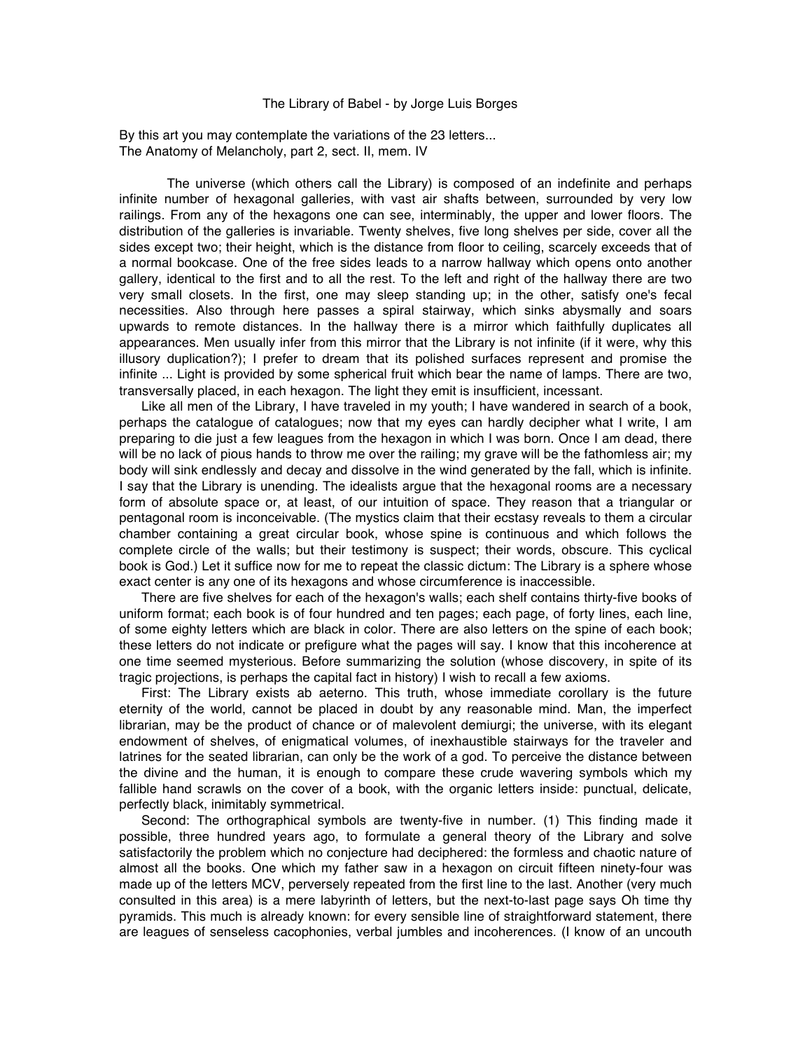# The Library of Babel - by Jorge Luis Borges

By this art you may contemplate the variations of the 23 letters...
The Anatomy of Melancholy, part 2, sect. II, mem. IV

The universe (which others call the Library) is composed of an indefinite and perhaps infinite number of hexagonal galleries, with vast air shafts between, surrounded by very low railings. From any of the hexagons one can see, interminably, the upper and lower floors. The distribution of the galleries is invariable. Twenty shelves, five long shelves per side, cover all the sides except two; their height, which is the distance from floor to ceiling, scarcely exceeds that of a normal bookcase. One of the free sides leads to a narrow hallway which opens onto another gallery, identical to the first and to all the rest. To the left and right of the hallway there are two very small closets. In the first, one may sleep standing up; in the other, satisfy one's fecal necessities. Also through here passes a spiral stairway, which sinks abysmally and soars upwards to remote distances. In the hallway there is a mirror which faithfully duplicates all appearances. Men usually infer from this mirror that the Library is not infinite (if it were, why this illusory duplication?); I prefer to dream that its polished surfaces represent and promise the infinite ... Light is provided by some spherical fruit which bear the name of lamps. There are two, transversally placed, in each hexagon. The light they emit is insufficient, incessant.

Like all men of the Library, I have traveled in my youth; I have wandered in search of a book, perhaps the catalogue of catalogues; now that my eyes can hardly decipher what I write, I am preparing to die just a few leagues from the hexagon in which I was born. Once I am dead, there will be no lack of pious hands to throw me over the railing; my grave will be the fathomless air; my body will sink endlessly and decay and dissolve in the wind generated by the fall, which is infinite. I say that the Library is unending. The idealists argue that the hexagonal rooms are a necessary form of absolute space or, at least, of our intuition of space. They reason that a triangular or pentagonal room is inconceivable. (The mystics claim that their ecstasy reveals to them a circular chamber containing a great circular book, whose spine is continuous and which follows the complete circle of the walls; but their testimony is suspect; their words, obscure. This cyclical book is God.) Let it suffice now for me to repeat the classic dictum: The Library is a sphere whose exact center is any one of its hexagons and whose circumference is inaccessible.

There are five shelves for each of the hexagon's walls; each shelf contains thirty-five books of uniform format; each book is of four hundred and ten pages; each page, of forty lines, each line, of some eighty letters which are black in color. There are also letters on the spine of each book; these letters do not indicate or prefigure what the pages will say. I know that this incoherence at one time seemed mysterious. Before summarizing the solution (whose discovery, in spite of its tragic projections, is perhaps the capital fact in history) I wish to recall a few axioms.

First: The Library exists ab aeterno. This truth, whose immediate corollary is the future eternity of the world, cannot be placed in doubt by any reasonable mind. Man, the imperfect librarian, may be the product of chance or of malevolent demiurgi; the universe, with its elegant endowment of shelves, of enigmatical volumes, of inexhaustible stairways for the traveler and latrines for the seated librarian, can only be the work of a god. To perceive the distance between the divine and the human, it is enough to compare these crude wavering symbols which my fallible hand scrawls on the cover of a book, with the organic letters inside: punctual, delicate, perfectly black, inimitably symmetrical.

Second: The orthographical symbols are twenty-five in number. (1) This finding made it possible, three hundred years ago, to formulate a general theory of the Library and solve satisfactorily the problem which no conjecture had deciphered: the formless and chaotic nature of almost all the books. One which my father saw in a hexagon on circuit fifteen ninety-four was made up of the letters MCV, perversely repeated from the first line to the last. Another (very much consulted in this area) is a mere labyrinth of letters, but the next-to-last page says Oh time thy pyramids. This much is already known: for every sensible line of straightforward statement, there are leagues of senseless cacophonies, verbal jumbles and incoherences. (I know of an uncouth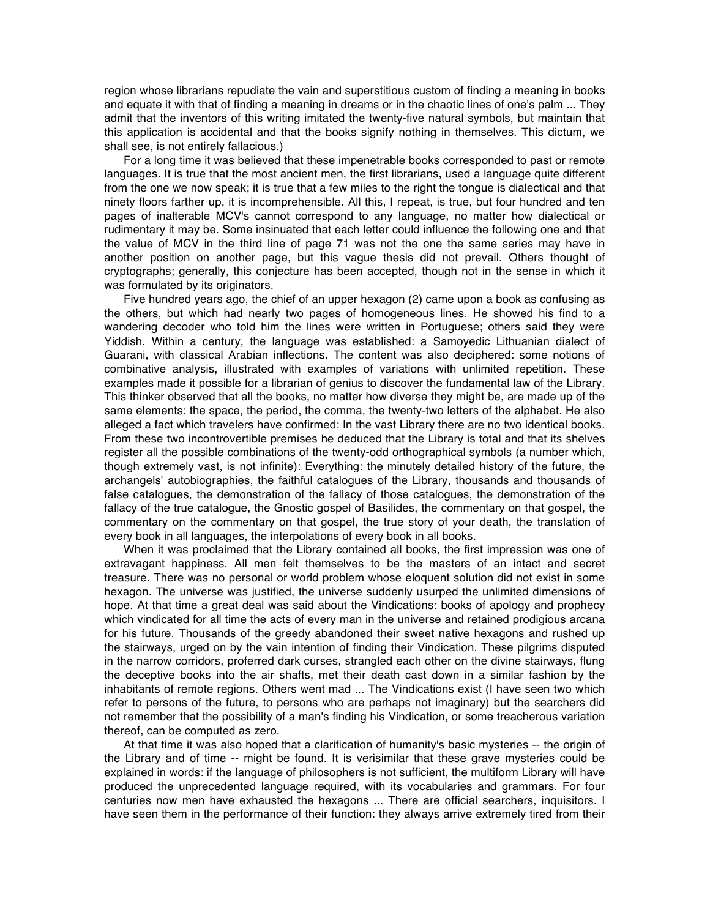region whose librarians repudiate the vain and superstitious custom of finding a meaning in books and equate it with that of finding a meaning in dreams or in the chaotic lines of one's palm ... They admit that the inventors of this writing imitated the twenty-five natural symbols, but maintain that this application is accidental and that the books signify nothing in themselves. This dictum, we shall see, is not entirely fallacious.)

For a long time it was believed that these impenetrable books corresponded to past or remote languages. It is true that the most ancient men, the first librarians, used a language quite different from the one we now speak; it is true that a few miles to the right the tongue is dialectical and that ninety floors farther up, it is incomprehensible. All this, I repeat, is true, but four hundred and ten pages of inalterable MCV's cannot correspond to any language, no matter how dialectical or rudimentary it may be. Some insinuated that each letter could influence the following one and that the value of MCV in the third line of page 71 was not the one the same series may have in another position on another page, but this vague thesis did not prevail. Others thought of cryptographs; generally, this conjecture has been accepted, though not in the sense in which it was formulated by its originators.

Five hundred years ago, the chief of an upper hexagon (2) came upon a book as confusing as the others, but which had nearly two pages of homogeneous lines. He showed his find to a wandering decoder who told him the lines were written in Portuguese; others said they were Yiddish. Within a century, the language was established: a Samoyedic Lithuanian dialect of Guarani, with classical Arabian inflections. The content was also deciphered: some notions of combinative analysis, illustrated with examples of variations with unlimited repetition. These examples made it possible for a librarian of genius to discover the fundamental law of the Library. This thinker observed that all the books, no matter how diverse they might be, are made up of the same elements: the space, the period, the comma, the twenty-two letters of the alphabet. He also alleged a fact which travelers have confirmed: In the vast Library there are no two identical books. From these two incontrovertible premises he deduced that the Library is total and that its shelves register all the possible combinations of the twenty-odd orthographical symbols (a number which, though extremely vast, is not infinite): Everything: the minutely detailed history of the future, the archangels' autobiographies, the faithful catalogues of the Library, thousands and thousands of false catalogues, the demonstration of the fallacy of those catalogues, the demonstration of the fallacy of the true catalogue, the Gnostic gospel of Basilides, the commentary on that gospel, the commentary on the commentary on that gospel, the true story of your death, the translation of every book in all languages, the interpolations of every book in all books.

When it was proclaimed that the Library contained all books, the first impression was one of extravagant happiness. All men felt themselves to be the masters of an intact and secret treasure. There was no personal or world problem whose eloquent solution did not exist in some hexagon. The universe was justified, the universe suddenly usurped the unlimited dimensions of hope. At that time a great deal was said about the Vindications: books of apology and prophecy which vindicated for all time the acts of every man in the universe and retained prodigious arcana for his future. Thousands of the greedy abandoned their sweet native hexagons and rushed up the stairways, urged on by the vain intention of finding their Vindication. These pilgrims disputed in the narrow corridors, proferred dark curses, strangled each other on the divine stairways, flung the deceptive books into the air shafts, met their death cast down in a similar fashion by the inhabitants of remote regions. Others went mad ... The Vindications exist (I have seen two which refer to persons of the future, to persons who are perhaps not imaginary) but the searchers did not remember that the possibility of a man's finding his Vindication, or some treacherous variation thereof, can be computed as zero.

At that time it was also hoped that a clarification of humanity's basic mysteries -- the origin of the Library and of time -- might be found. It is verisimilar that these grave mysteries could be explained in words: if the language of philosophers is not sufficient, the multiform Library will have produced the unprecedented language required, with its vocabularies and grammars. For four centuries now men have exhausted the hexagons ... There are official searchers, inquisitors. I have seen them in the performance of their function: they always arrive extremely tired from their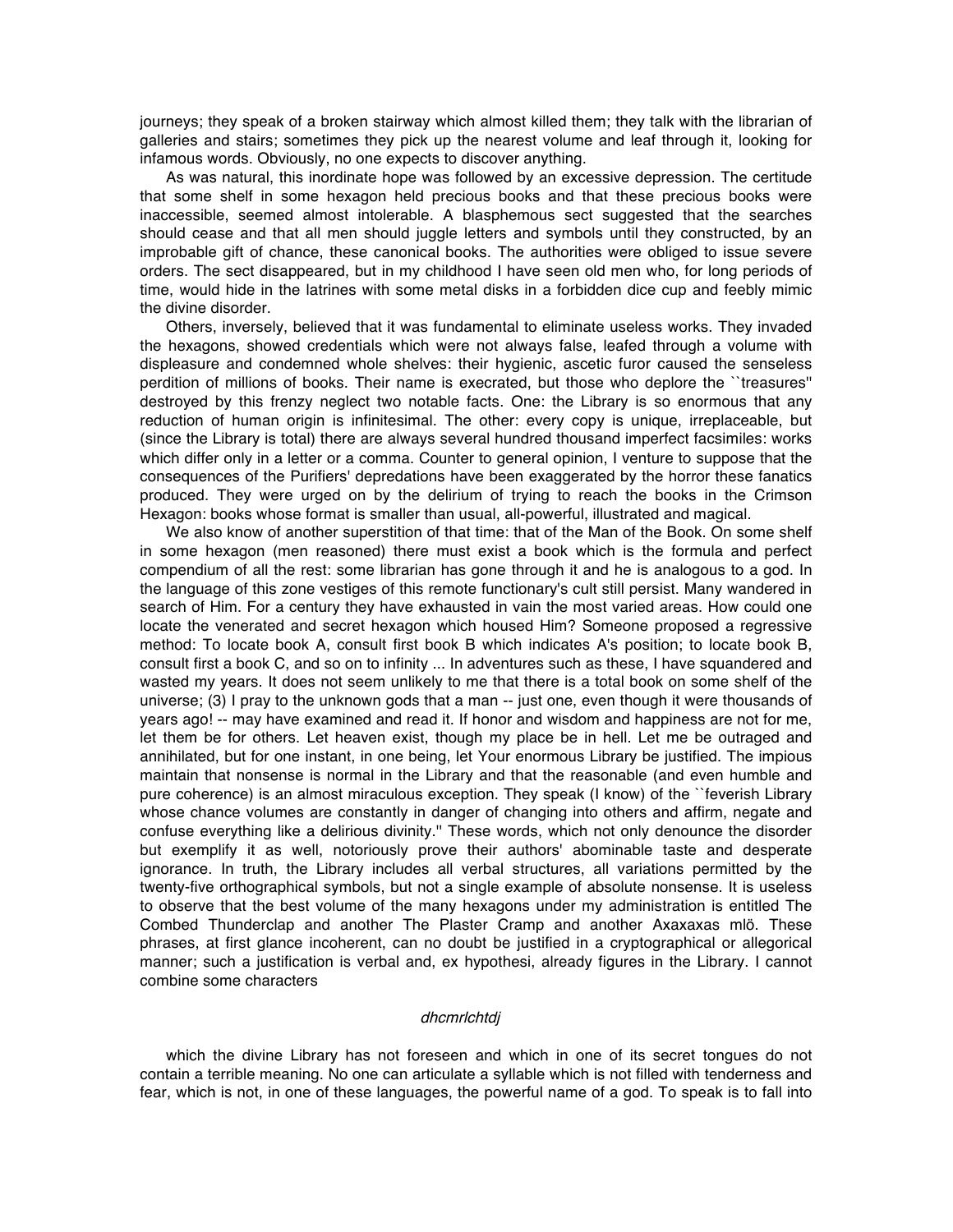journeys; they speak of a broken stairway which almost killed them; they talk with the librarian of galleries and stairs; sometimes they pick up the nearest volume and leaf through it, looking for infamous words. Obviously, no one expects to discover anything.

As was natural, this inordinate hope was followed by an excessive depression. The certitude that some shelf in some hexagon held precious books and that these precious books were inaccessible, seemed almost intolerable. A blasphemous sect suggested that the searches should cease and that all men should juggle letters and symbols until they constructed, by an improbable gift of chance, these canonical books. The authorities were obliged to issue severe orders. The sect disappeared, but in my childhood I have seen old men who, for long periods of time, would hide in the latrines with some metal disks in a forbidden dice cup and feebly mimic the divine disorder.

Others, inversely, believed that it was fundamental to eliminate useless works. They invaded the hexagons, showed credentials which were not always false, leafed through a volume with displeasure and condemned whole shelves: their hygienic, ascetic furor caused the senseless perdition of millions of books. Their name is execrated, but those who deplore the ``treasures'' destroyed by this frenzy neglect two notable facts. One: the Library is so enormous that any reduction of human origin is infinitesimal. The other: every copy is unique, irreplaceable, but (since the Library is total) there are always several hundred thousand imperfect facsimiles: works which differ only in a letter or a comma. Counter to general opinion, I venture to suppose that the consequences of the Purifiers' depredations have been exaggerated by the horror these fanatics produced. They were urged on by the delirium of trying to reach the books in the Crimson Hexagon: books whose format is smaller than usual, all-powerful, illustrated and magical.

We also know of another superstition of that time: that of the Man of the Book. On some shelf in some hexagon (men reasoned) there must exist a book which is the formula and perfect compendium of all the rest: some librarian has gone through it and he is analogous to a god. In the language of this zone vestiges of this remote functionary's cult still persist. Many wandered in search of Him. For a century they have exhausted in vain the most varied areas. How could one locate the venerated and secret hexagon which housed Him? Someone proposed a regressive method: To locate book A, consult first book B which indicates A's position; to locate book B, consult first a book C, and so on to infinity ... In adventures such as these, I have squandered and wasted my years. It does not seem unlikely to me that there is a total book on some shelf of the universe; (3) I pray to the unknown gods that a man -- just one, even though it were thousands of years ago! -- may have examined and read it. If honor and wisdom and happiness are not for me, let them be for others. Let heaven exist, though my place be in hell. Let me be outraged and annihilated, but for one instant, in one being, let Your enormous Library be justified. The impious maintain that nonsense is normal in the Library and that the reasonable (and even humble and pure coherence) is an almost miraculous exception. They speak (I know) of the ``feverish Library whose chance volumes are constantly in danger of changing into others and affirm, negate and confuse everything like a delirious divinity.'' These words, which not only denounce the disorder but exemplify it as well, notoriously prove their authors' abominable taste and desperate ignorance. In truth, the Library includes all verbal structures, all variations permitted by the twenty-five orthographical symbols, but not a single example of absolute nonsense. It is useless to observe that the best volume of the many hexagons under my administration is entitled The Combed Thunderclap and another The Plaster Cramp and another Axaxaxas mlö. These phrases, at first glance incoherent, can no doubt be justified in a cryptographical or allegorical manner; such a justification is verbal and, ex hypothesi, already figures in the Library. I cannot combine some characters

*dhcmrlchtdj*

which the divine Library has not foreseen and which in one of its secret tongues do not contain a terrible meaning. No one can articulate a syllable which is not filled with tenderness and fear, which is not, in one of these languages, the powerful name of a god. To speak is to fall into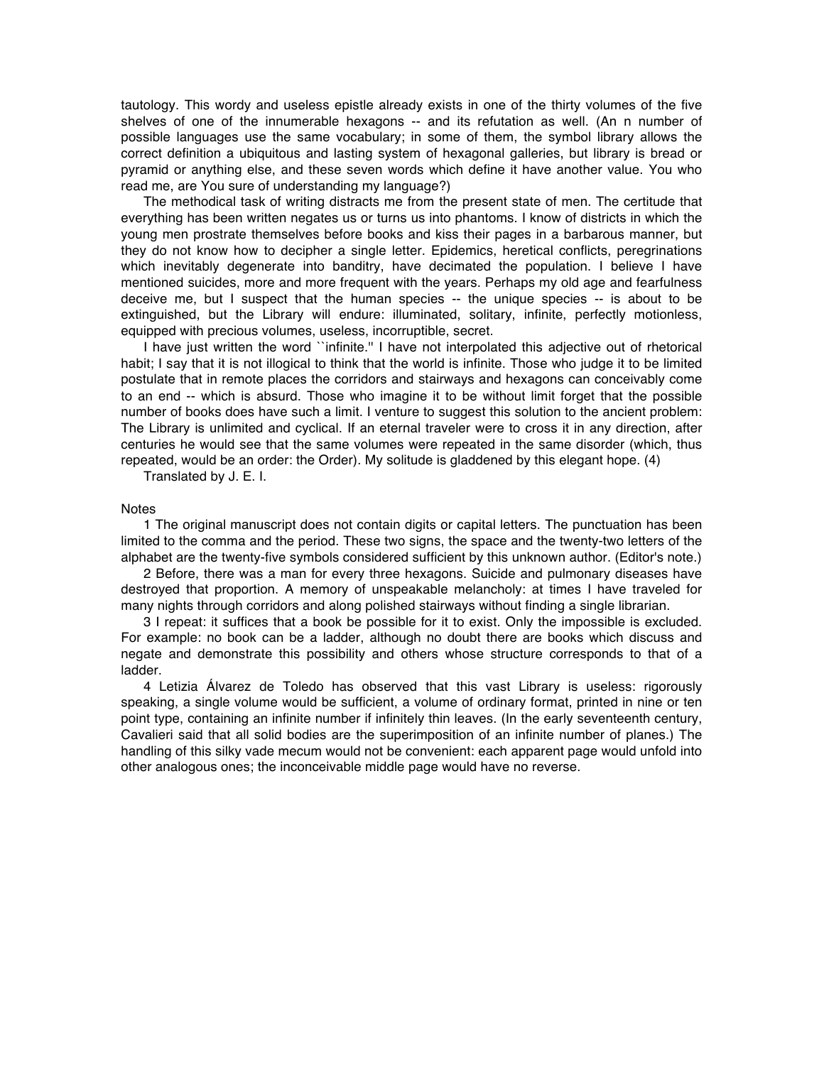tautology. This wordy and useless epistle already exists in one of the thirty volumes of the five shelves of one of the innumerable hexagons -- and its refutation as well. (An n number of possible languages use the same vocabulary; in some of them, the symbol library allows the correct definition a ubiquitous and lasting system of hexagonal galleries, but library is bread or pyramid or anything else, and these seven words which define it have another value. You who read me, are You sure of understanding my language?)

The methodical task of writing distracts me from the present state of men. The certitude that everything has been written negates us or turns us into phantoms. I know of districts in which the young men prostrate themselves before books and kiss their pages in a barbarous manner, but they do not know how to decipher a single letter. Epidemics, heretical conflicts, peregrinations which inevitably degenerate into banditry, have decimated the population. I believe I have mentioned suicides, more and more frequent with the years. Perhaps my old age and fearfulness deceive me, but I suspect that the human species -- the unique species -- is about to be extinguished, but the Library will endure: illuminated, solitary, infinite, perfectly motionless, equipped with precious volumes, useless, incorruptible, secret.

I have just written the word ``infinite.'' I have not interpolated this adjective out of rhetorical habit; I say that it is not illogical to think that the world is infinite. Those who judge it to be limited postulate that in remote places the corridors and stairways and hexagons can conceivably come to an end -- which is absurd. Those who imagine it to be without limit forget that the possible number of books does have such a limit. I venture to suggest this solution to the ancient problem: The Library is unlimited and cyclical. If an eternal traveler were to cross it in any direction, after centuries he would see that the same volumes were repeated in the same disorder (which, thus repeated, would be an order: the Order). My solitude is gladdened by this elegant hope. (4)

Translated by J. E. I.

Notes

1 The original manuscript does not contain digits or capital letters. The punctuation has been limited to the comma and the period. These two signs, the space and the twenty-two letters of the alphabet are the twenty-five symbols considered sufficient by this unknown author. (Editor's note.)

2 Before, there was a man for every three hexagons. Suicide and pulmonary diseases have destroyed that proportion. A memory of unspeakable melancholy: at times I have traveled for many nights through corridors and along polished stairways without finding a single librarian.

3 I repeat: it suffices that a book be possible for it to exist. Only the impossible is excluded. For example: no book can be a ladder, although no doubt there are books which discuss and negate and demonstrate this possibility and others whose structure corresponds to that of a ladder.

4 Letizia Álvarez de Toledo has observed that this vast Library is useless: rigorously speaking, a single volume would be sufficient, a volume of ordinary format, printed in nine or ten point type, containing an infinite number if infinitely thin leaves. (In the early seventeenth century, Cavalieri said that all solid bodies are the superimposition of an infinite number of planes.) The handling of this silky vade mecum would not be convenient: each apparent page would unfold into other analogous ones; the inconceivable middle page would have no reverse.